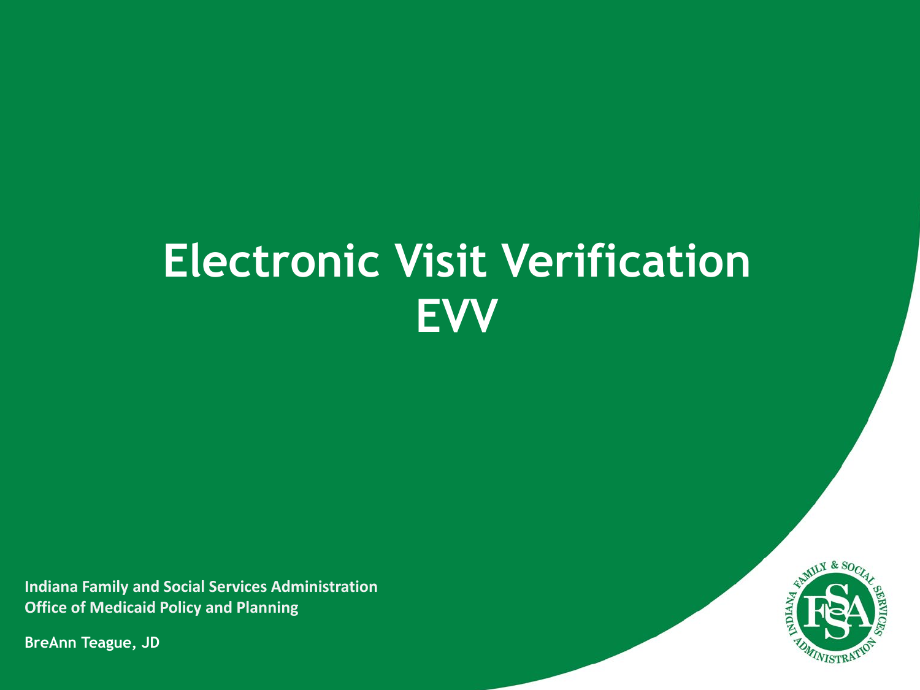# Electronic Visit Verification
# EVV

**Indiana Family and Social Services Administration**
**Office of Medicaid Policy and Planning**

**BreAnn Teague, JD**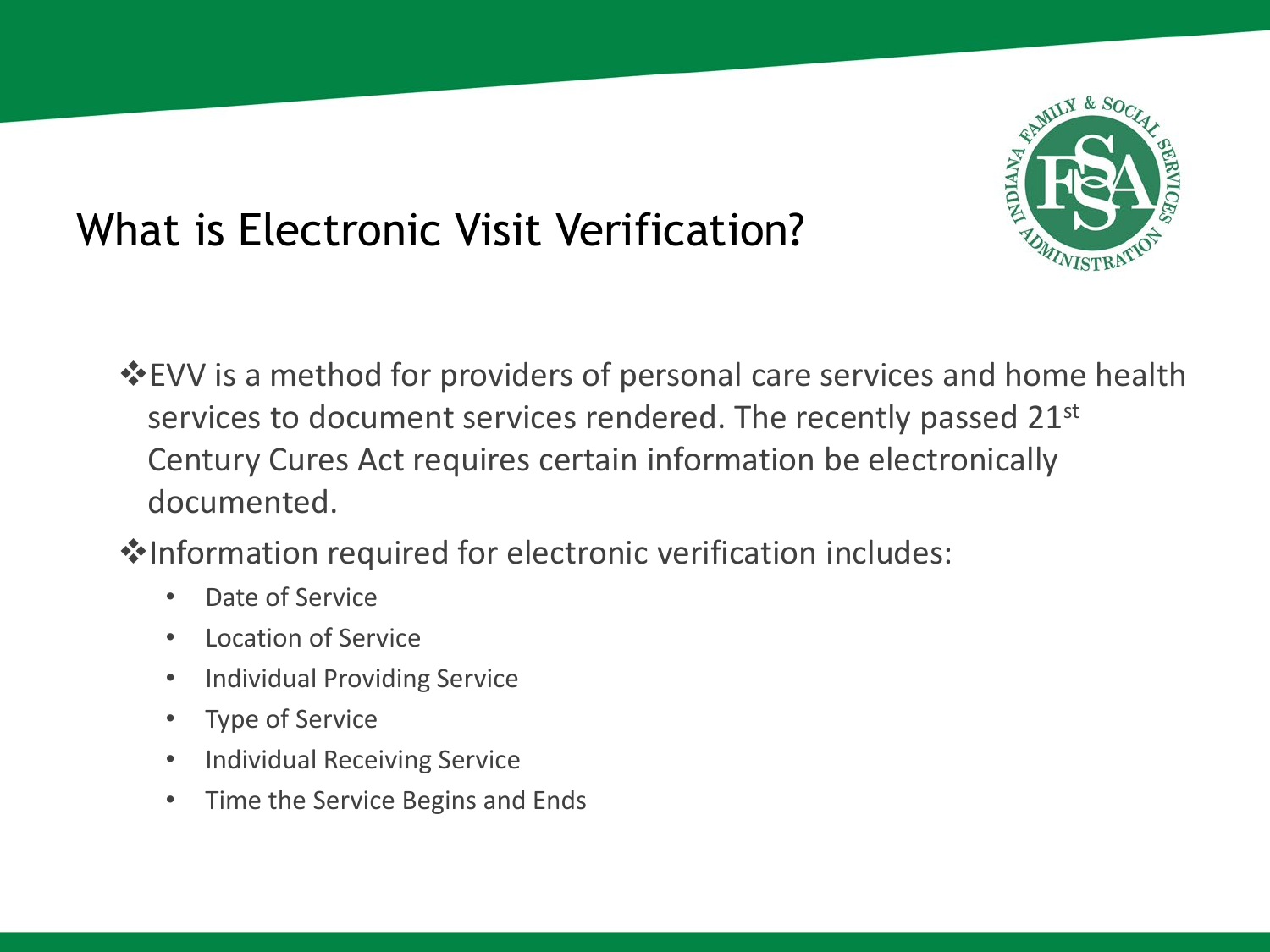# What is Electronic Visit Verification?

- EVV is a method for providers of personal care services and home health services to document services rendered. The recently passed 21st Century Cures Act requires certain information be electronically documented.
- Information required for electronic verification includes:
  - Date of Service
  - Location of Service
  - Individual Providing Service
  - Type of Service
  - Individual Receiving Service
  - Time the Service Begins and Ends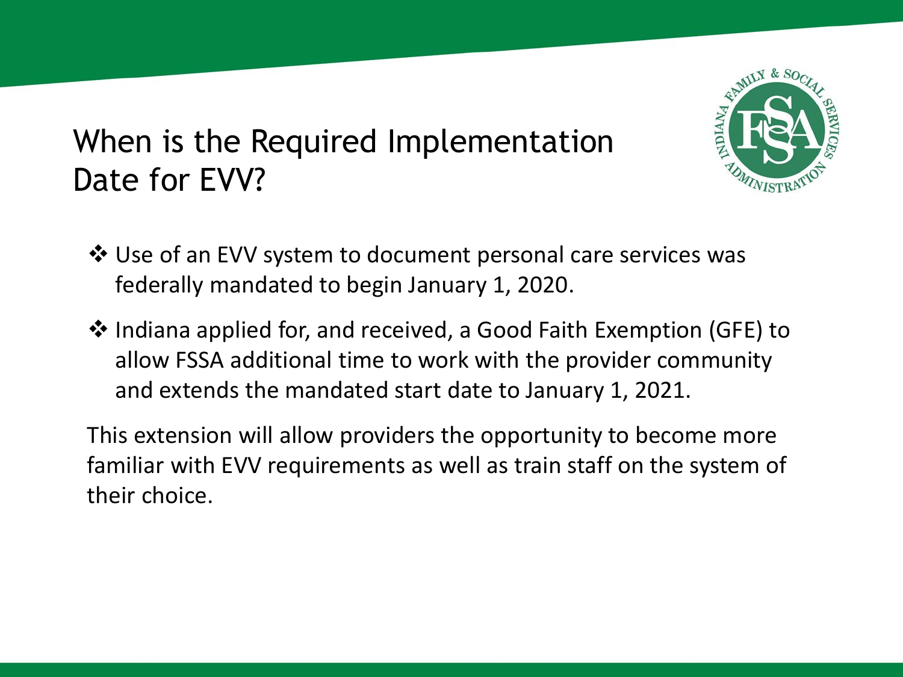# When is the Required Implementation Date for EVV?

- Use of an EVV system to document personal care services was federally mandated to begin January 1, 2020.
- Indiana applied for, and received, a Good Faith Exemption (GFE) to allow FSSA additional time to work with the provider community and extends the mandated start date to January 1, 2021.

This extension will allow providers the opportunity to become more familiar with EVV requirements as well as train staff on the system of their choice.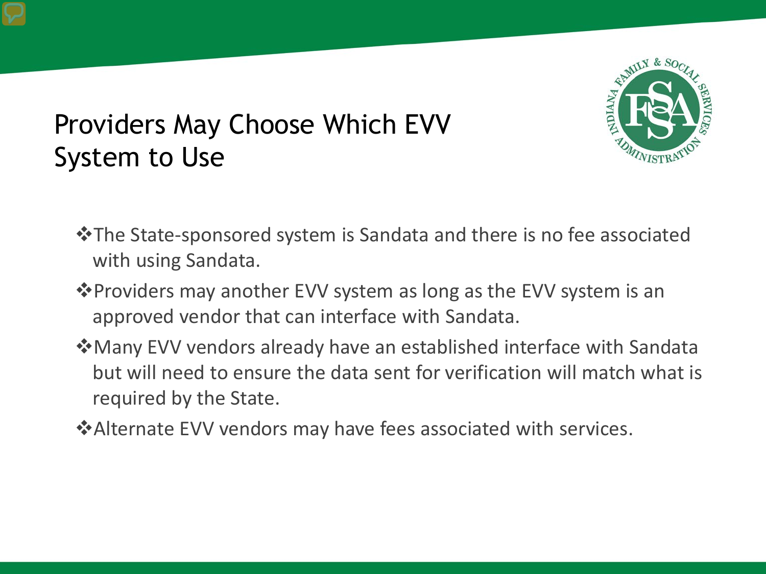# Providers May Choose Which EVV System to Use

- The State-sponsored system is Sandata and there is no fee associated with using Sandata.
- Providers may another EVV system as long as the EVV system is an approved vendor that can interface with Sandata.
- Many EVV vendors already have an established interface with Sandata but will need to ensure the data sent for verification will match what is required by the State.
- Alternate EVV vendors may have fees associated with services.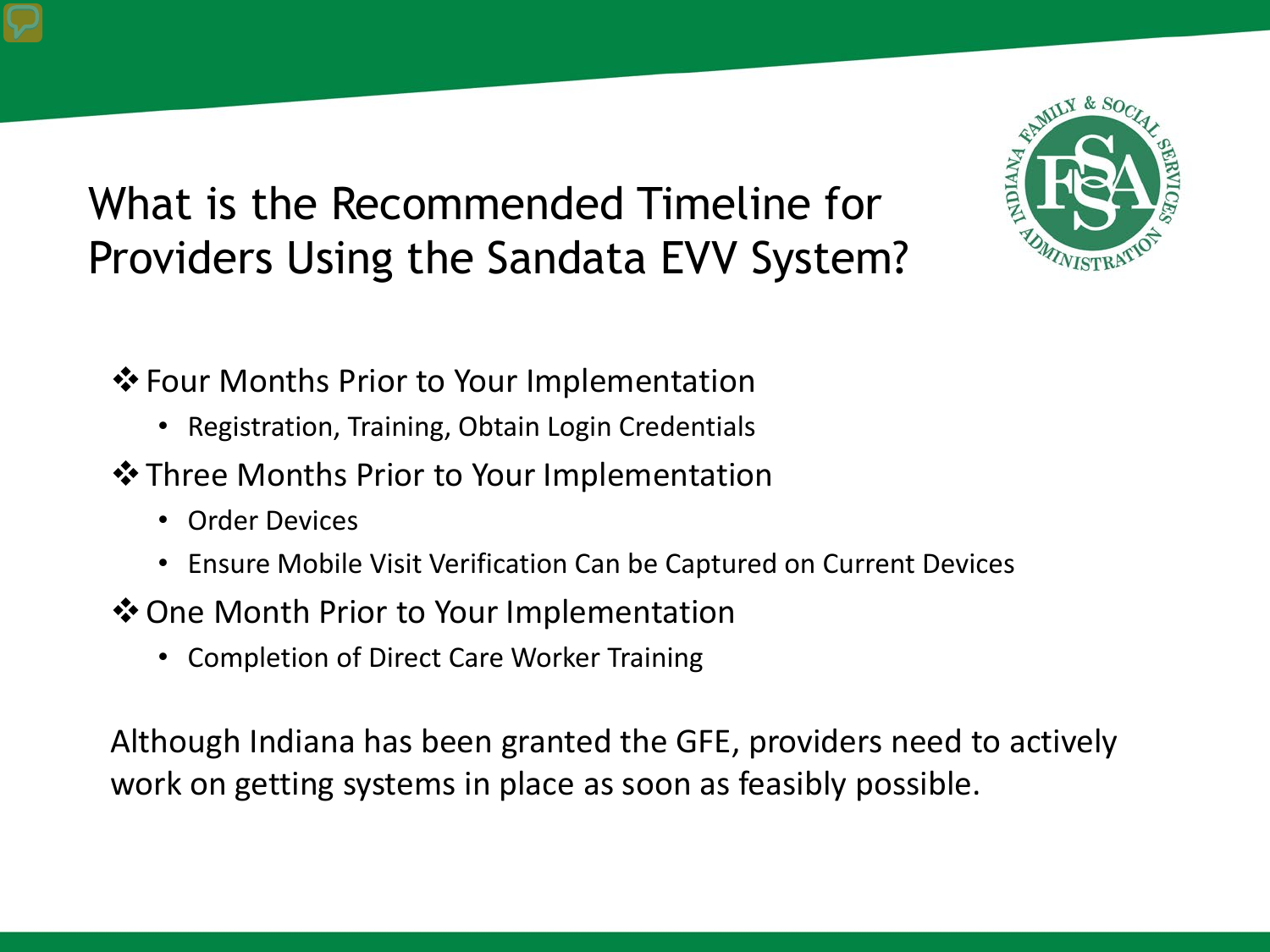# What is the Recommended Timeline for Providers Using the Sandata EVV System?

- **Four Months Prior to Your Implementation**
  - Registration, Training, Obtain Login Credentials
- **Three Months Prior to Your Implementation**
  - Order Devices
  - Ensure Mobile Visit Verification Can be Captured on Current Devices
- **One Month Prior to Your Implementation**
  - Completion of Direct Care Worker Training

Although Indiana has been granted the GFE, providers need to actively work on getting systems in place as soon as feasibly possible.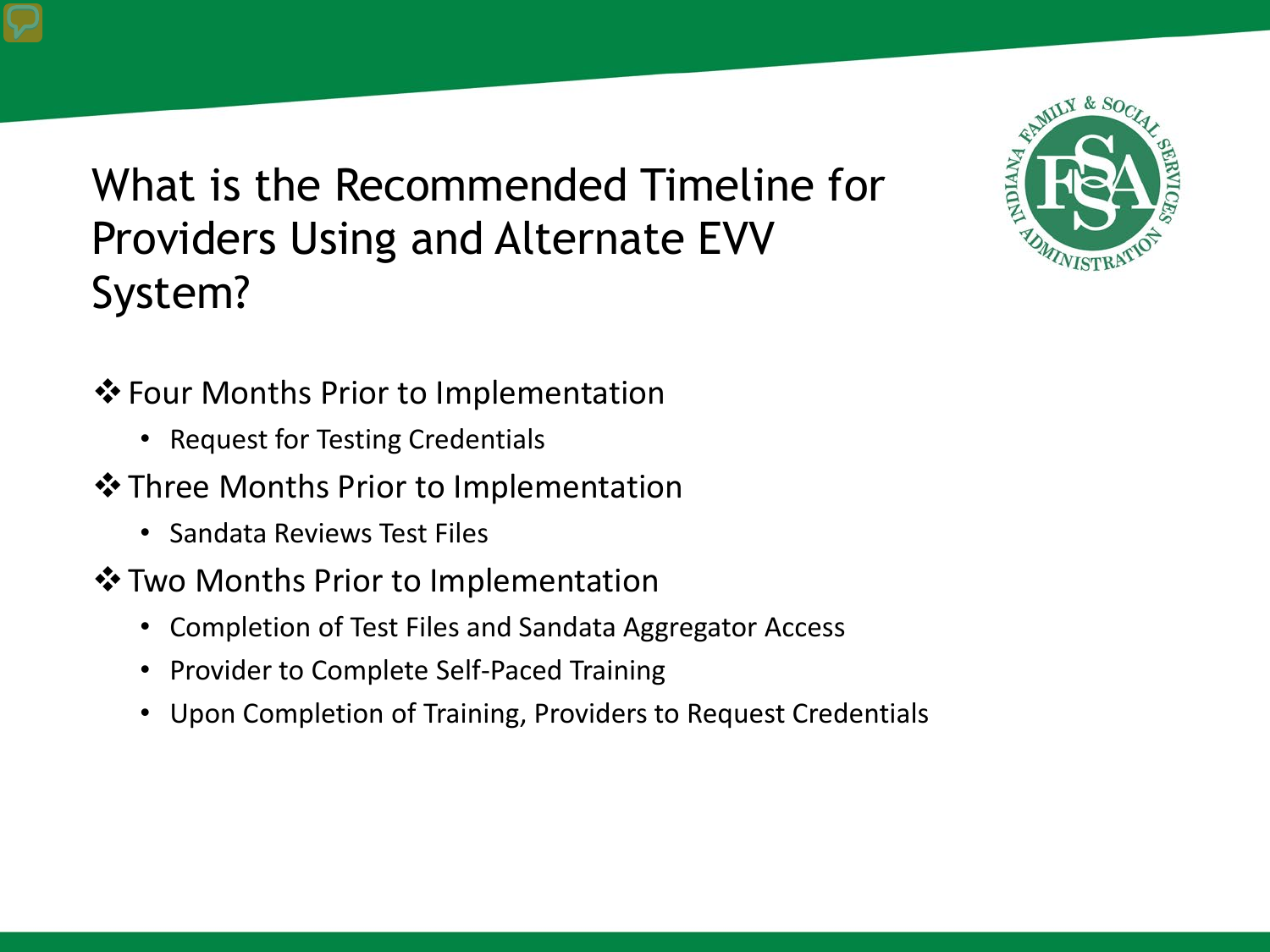# What is the Recommended Timeline for Providers Using and Alternate EVV System?

- ❖ Four Months Prior to Implementation
  - Request for Testing Credentials
- ❖ Three Months Prior to Implementation
  - Sandata Reviews Test Files
- ❖ Two Months Prior to Implementation
  - Completion of Test Files and Sandata Aggregator Access
  - Provider to Complete Self-Paced Training
  - Upon Completion of Training, Providers to Request Credentials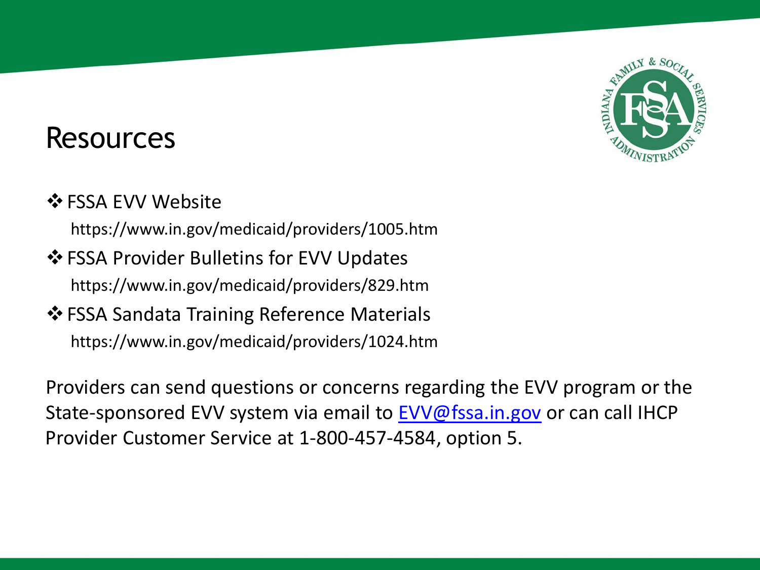# Resources

- FSSA EVV Website
  https://www.in.gov/medicaid/providers/1005.htm
- FSSA Provider Bulletins for EVV Updates
  https://www.in.gov/medicaid/providers/829.htm
- FSSA Sandata Training Reference Materials
  https://www.in.gov/medicaid/providers/1024.htm

Providers can send questions or concerns regarding the EVV program or the State-sponsored EVV system via email to EVV@fssa.in.gov or can call IHCP Provider Customer Service at 1-800-457-4584, option 5.